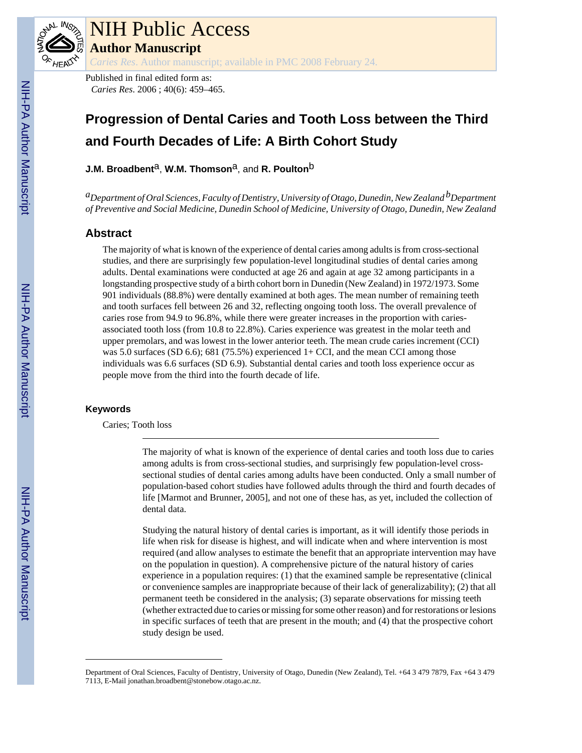Published in final edited form as:
*Caries Res*. 2006 ; 40(6): 459–465.

# Progression of Dental Caries and Tooth Loss between the Third and Fourth Decades of Life: A Birth Cohort Study

**J.M. Broadbent**[a], **W.M. Thomson**[a], and **R. Poulton**[b]

[a]*Department of Oral Sciences, Faculty of Dentistry, University of Otago, Dunedin, New Zealand* [b]*Department of Preventive and Social Medicine, Dunedin School of Medicine, University of Otago, Dunedin, New Zealand*

## Abstract

The majority of what is known of the experience of dental caries among adults is from cross-sectional studies, and there are surprisingly few population-level longitudinal studies of dental caries among adults. Dental examinations were conducted at age 26 and again at age 32 among participants in a longstanding prospective study of a birth cohort born in Dunedin (New Zealand) in 1972/1973. Some 901 individuals (88.8%) were dentally examined at both ages. The mean number of remaining teeth and tooth surfaces fell between 26 and 32, reflecting ongoing tooth loss. The overall prevalence of caries rose from 94.9 to 96.8%, while there were greater increases in the proportion with caries-associated tooth loss (from 10.8 to 22.8%). Caries experience was greatest in the molar teeth and upper premolars, and was lowest in the lower anterior teeth. The mean crude caries increment (CCI) was 5.0 surfaces (SD 6.6); 681 (75.5%) experienced 1+ CCI, and the mean CCI among those individuals was 6.6 surfaces (SD 6.9). Substantial dental caries and tooth loss experience occur as people move from the third into the fourth decade of life.

### Keywords

Caries; Tooth loss

---

The majority of what is known of the experience of dental caries and tooth loss due to caries among adults is from cross-sectional studies, and surprisingly few population-level cross-sectional studies of dental caries among adults have been conducted. Only a small number of population-based cohort studies have followed adults through the third and fourth decades of life [Marmot and Brunner, 2005], and not one of these has, as yet, included the collection of dental data.

Studying the natural history of dental caries is important, as it will identify those periods in life when risk for disease is highest, and will indicate when and where intervention is most required (and allow analyses to estimate the benefit that an appropriate intervention may have on the population in question). A comprehensive picture of the natural history of caries experience in a population requires: (1) that the examined sample be representative (clinical or convenience samples are inappropriate because of their lack of generalizability); (2) that all permanent teeth be considered in the analysis; (3) separate observations for missing teeth (whether extracted due to caries or missing for some other reason) and for restorations or lesions in specific surfaces of teeth that are present in the mouth; and (4) that the prospective cohort study design be used.

---

Department of Oral Sciences, Faculty of Dentistry, University of Otago, Dunedin (New Zealand), Tel. +64 3 479 7879, Fax +64 3 479 7113, E-Mail jonathan.broadbent@stonebow.otago.ac.nz.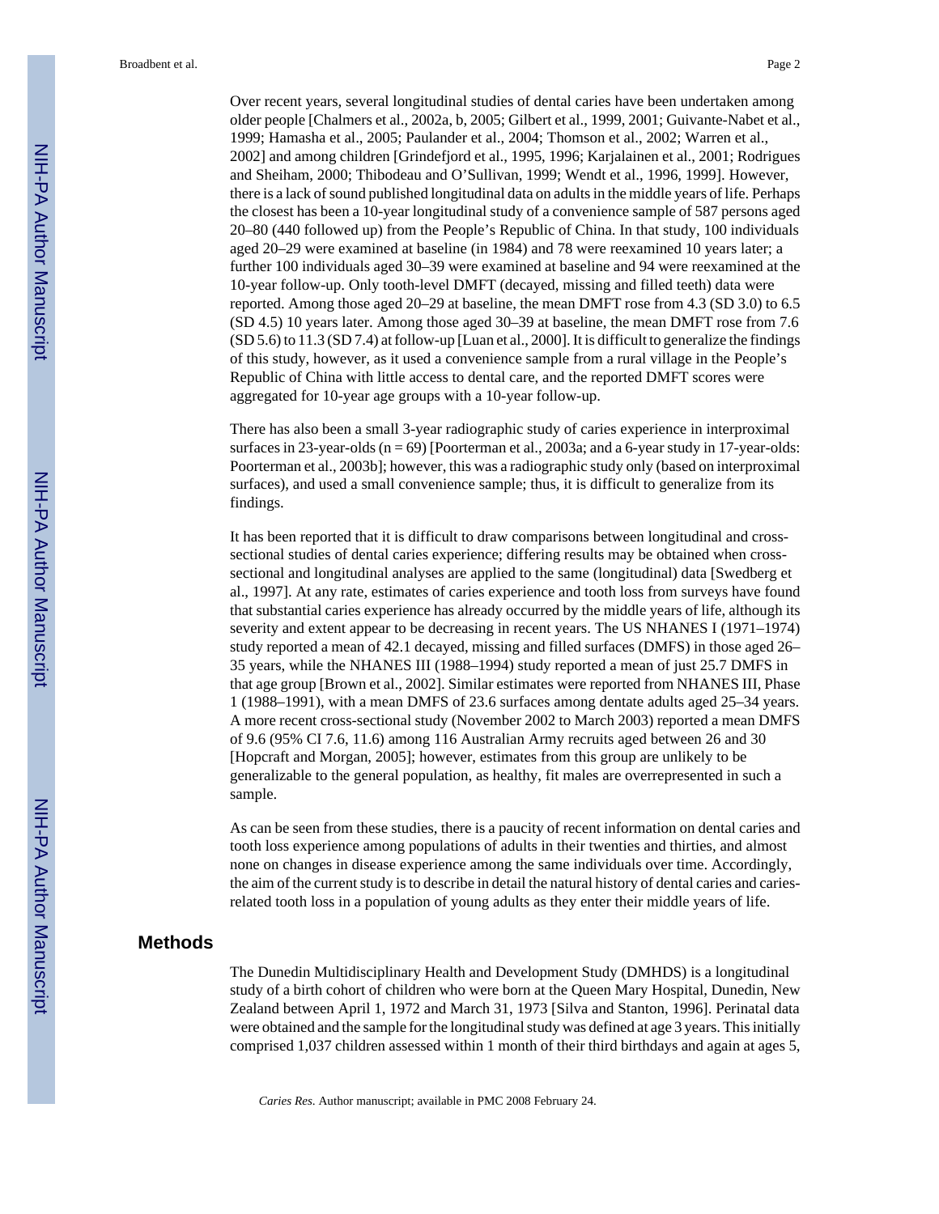Over recent years, several longitudinal studies of dental caries have been undertaken among older people [Chalmers et al., 2002a, b, 2005; Gilbert et al., 1999, 2001; Guivante-Nabet et al., 1999; Hamasha et al., 2005; Paulander et al., 2004; Thomson et al., 2002; Warren et al., 2002] and among children [Grindefjord et al., 1995, 1996; Karjalainen et al., 2001; Rodrigues and Sheiham, 2000; Thibodeau and O'Sullivan, 1999; Wendt et al., 1996, 1999]. However, there is a lack of sound published longitudinal data on adults in the middle years of life. Perhaps the closest has been a 10-year longitudinal study of a convenience sample of 587 persons aged 20–80 (440 followed up) from the People's Republic of China. In that study, 100 individuals aged 20–29 were examined at baseline (in 1984) and 78 were reexamined 10 years later; a further 100 individuals aged 30–39 were examined at baseline and 94 were reexamined at the 10-year follow-up. Only tooth-level DMFT (decayed, missing and filled teeth) data were reported. Among those aged 20–29 at baseline, the mean DMFT rose from 4.3 (SD 3.0) to 6.5 (SD 4.5) 10 years later. Among those aged 30–39 at baseline, the mean DMFT rose from 7.6 (SD 5.6) to 11.3 (SD 7.4) at follow-up [Luan et al., 2000]. It is difficult to generalize the findings of this study, however, as it used a convenience sample from a rural village in the People's Republic of China with little access to dental care, and the reported DMFT scores were aggregated for 10-year age groups with a 10-year follow-up.

There has also been a small 3-year radiographic study of caries experience in interproximal surfaces in 23-year-olds (n = 69) [Poorterman et al., 2003a; and a 6-year study in 17-year-olds: Poorterman et al., 2003b]; however, this was a radiographic study only (based on interproximal surfaces), and used a small convenience sample; thus, it is difficult to generalize from its findings.

It has been reported that it is difficult to draw comparisons between longitudinal and cross-sectional studies of dental caries experience; differing results may be obtained when cross-sectional and longitudinal analyses are applied to the same (longitudinal) data [Swedberg et al., 1997]. At any rate, estimates of caries experience and tooth loss from surveys have found that substantial caries experience has already occurred by the middle years of life, although its severity and extent appear to be decreasing in recent years. The US NHANES I (1971–1974) study reported a mean of 42.1 decayed, missing and filled surfaces (DMFS) in those aged 26–35 years, while the NHANES III (1988–1994) study reported a mean of just 25.7 DMFS in that age group [Brown et al., 2002]. Similar estimates were reported from NHANES III, Phase 1 (1988–1991), with a mean DMFS of 23.6 surfaces among dentate adults aged 25–34 years. A more recent cross-sectional study (November 2002 to March 2003) reported a mean DMFS of 9.6 (95% CI 7.6, 11.6) among 116 Australian Army recruits aged between 26 and 30 [Hopcraft and Morgan, 2005]; however, estimates from this group are unlikely to be generalizable to the general population, as healthy, fit males are overrepresented in such a sample.

As can be seen from these studies, there is a paucity of recent information on dental caries and tooth loss experience among populations of adults in their twenties and thirties, and almost none on changes in disease experience among the same individuals over time. Accordingly, the aim of the current study is to describe in detail the natural history of dental caries and caries-related tooth loss in a population of young adults as they enter their middle years of life.

## Methods

The Dunedin Multidisciplinary Health and Development Study (DMHDS) is a longitudinal study of a birth cohort of children who were born at the Queen Mary Hospital, Dunedin, New Zealand between April 1, 1972 and March 31, 1973 [Silva and Stanton, 1996]. Perinatal data were obtained and the sample for the longitudinal study was defined at age 3 years. This initially comprised 1,037 children assessed within 1 month of their third birthdays and again at ages 5,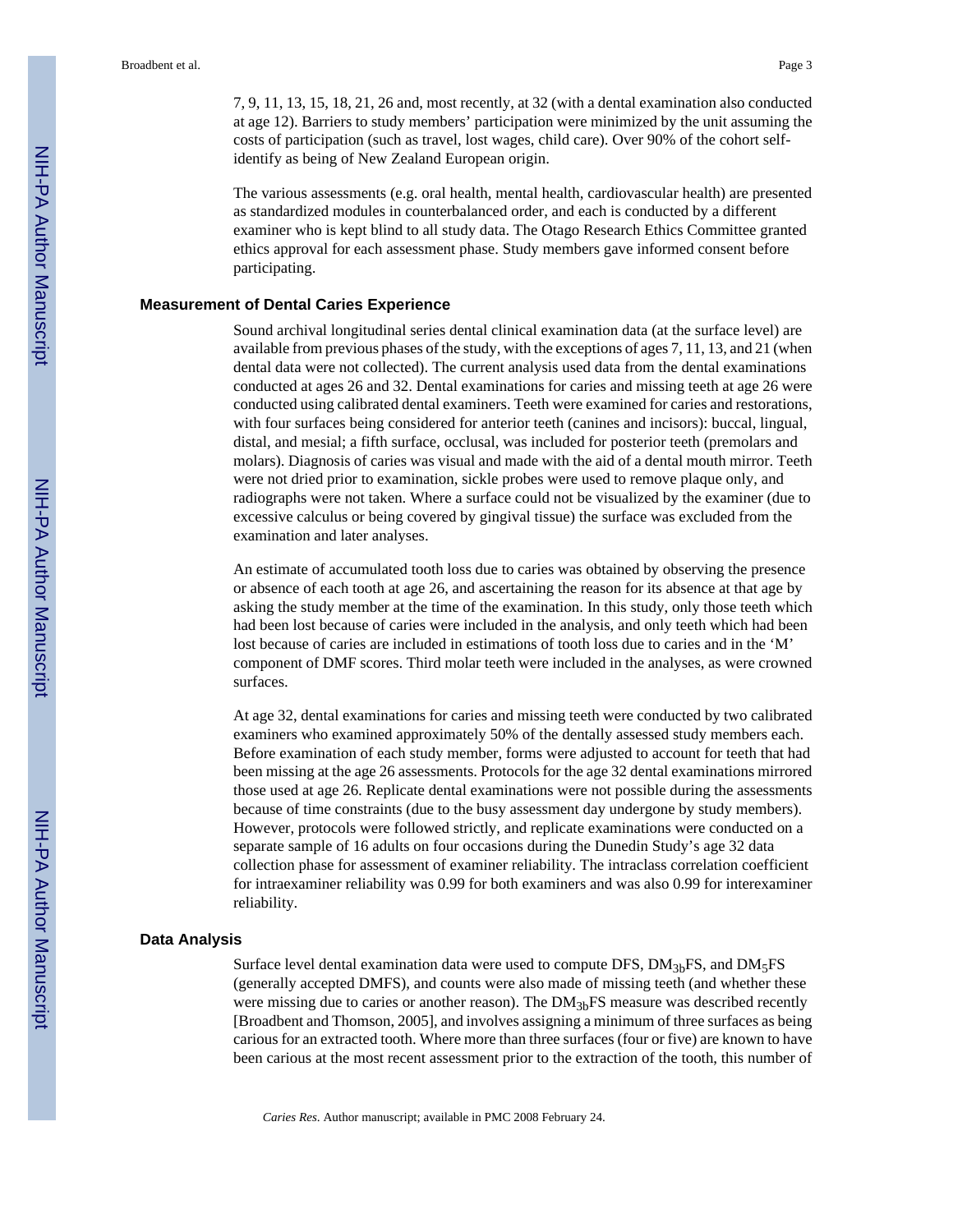7, 9, 11, 13, 15, 18, 21, 26 and, most recently, at 32 (with a dental examination also conducted at age 12). Barriers to study members' participation were minimized by the unit assuming the costs of participation (such as travel, lost wages, child care). Over 90% of the cohort self-identify as being of New Zealand European origin.

The various assessments (e.g. oral health, mental health, cardiovascular health) are presented as standardized modules in counterbalanced order, and each is conducted by a different examiner who is kept blind to all study data. The Otago Research Ethics Committee granted ethics approval for each assessment phase. Study members gave informed consent before participating.

### Measurement of Dental Caries Experience

Sound archival longitudinal series dental clinical examination data (at the surface level) are available from previous phases of the study, with the exceptions of ages 7, 11, 13, and 21 (when dental data were not collected). The current analysis used data from the dental examinations conducted at ages 26 and 32. Dental examinations for caries and missing teeth at age 26 were conducted using calibrated dental examiners. Teeth were examined for caries and restorations, with four surfaces being considered for anterior teeth (canines and incisors): buccal, lingual, distal, and mesial; a fifth surface, occlusal, was included for posterior teeth (premolars and molars). Diagnosis of caries was visual and made with the aid of a dental mouth mirror. Teeth were not dried prior to examination, sickle probes were used to remove plaque only, and radiographs were not taken. Where a surface could not be visualized by the examiner (due to excessive calculus or being covered by gingival tissue) the surface was excluded from the examination and later analyses.

An estimate of accumulated tooth loss due to caries was obtained by observing the presence or absence of each tooth at age 26, and ascertaining the reason for its absence at that age by asking the study member at the time of the examination. In this study, only those teeth which had been lost because of caries were included in the analysis, and only teeth which had been lost because of caries are included in estimations of tooth loss due to caries and in the 'M' component of DMF scores. Third molar teeth were included in the analyses, as were crowned surfaces.

At age 32, dental examinations for caries and missing teeth were conducted by two calibrated examiners who examined approximately 50% of the dentally assessed study members each. Before examination of each study member, forms were adjusted to account for teeth that had been missing at the age 26 assessments. Protocols for the age 32 dental examinations mirrored those used at age 26. Replicate dental examinations were not possible during the assessments because of time constraints (due to the busy assessment day undergone by study members). However, protocols were followed strictly, and replicate examinations were conducted on a separate sample of 16 adults on four occasions during the Dunedin Study's age 32 data collection phase for assessment of examiner reliability. The intraclass correlation coefficient for intraexaminer reliability was 0.99 for both examiners and was also 0.99 for interexaminer reliability.

### Data Analysis

Surface level dental examination data were used to compute DFS, $DM_{3b}FS$, and $DM_{5}FS$ (generally accepted DMFS), and counts were also made of missing teeth (and whether these were missing due to caries or another reason). The $DM_{3b}FS$ measure was described recently [Broadbent and Thomson, 2005], and involves assigning a minimum of three surfaces as being carious for an extracted tooth. Where more than three surfaces (four or five) are known to have been carious at the most recent assessment prior to the extraction of the tooth, this number of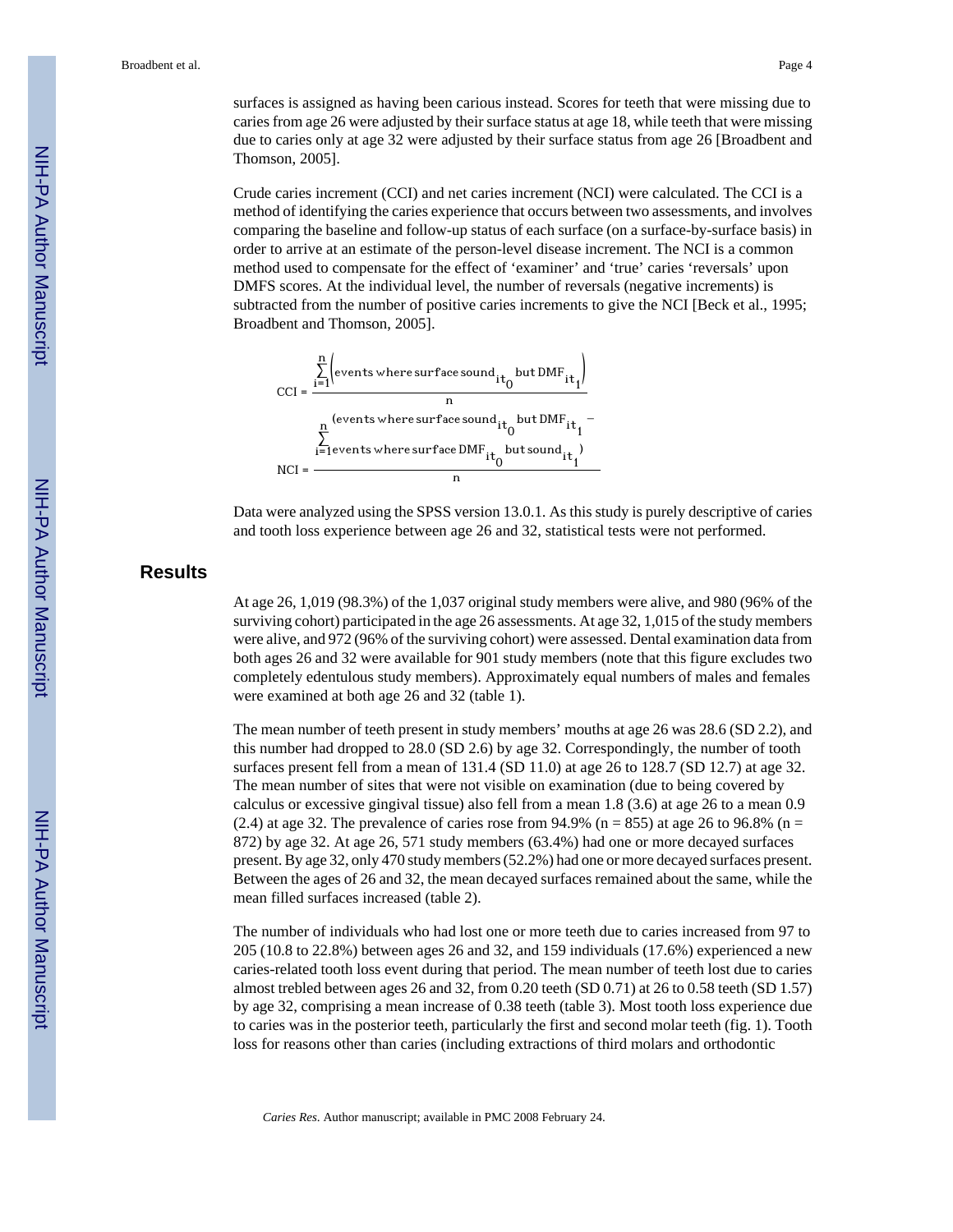surfaces is assigned as having been carious instead. Scores for teeth that were missing due to caries from age 26 were adjusted by their surface status at age 18, while teeth that were missing due to caries only at age 32 were adjusted by their surface status from age 26 [Broadbent and Thomson, 2005].

Crude caries increment (CCI) and net caries increment (NCI) were calculated. The CCI is a method of identifying the caries experience that occurs between two assessments, and involves comparing the baseline and follow-up status of each surface (on a surface-by-surface basis) in order to arrive at an estimate of the person-level disease increment. The NCI is a common method used to compensate for the effect of 'examiner' and 'true' caries 'reversals' upon DMFS scores. At the individual level, the number of reversals (negative increments) is subtracted from the number of positive caries increments to give the NCI [Beck et al., 1995; Broadbent and Thomson, 2005].

$$\mathrm{CCI}=\frac{\sum_{i=1}^{n}\left(\text{events where surface sound}_{it_0}\ \text{but DMF}_{it_1}\right)}{n}$$

$$\mathrm{NCI}=\frac{\sum_{i=1}^{n}\left(\text{events where surface sound}_{it_0}\ \text{but DMF}_{it_1}-\text{events where surface DMF}_{it_0}\ \text{but sound}_{it_1}\right)}{n}$$

Data were analyzed using the SPSS version 13.0.1. As this study is purely descriptive of caries and tooth loss experience between age 26 and 32, statistical tests were not performed.

## Results

At age 26, 1,019 (98.3%) of the 1,037 original study members were alive, and 980 (96% of the surviving cohort) participated in the age 26 assessments. At age 32, 1,015 of the study members were alive, and 972 (96% of the surviving cohort) were assessed. Dental examination data from both ages 26 and 32 were available for 901 study members (note that this figure excludes two completely edentulous study members). Approximately equal numbers of males and females were examined at both age 26 and 32 (table 1).

The mean number of teeth present in study members' mouths at age 26 was 28.6 (SD 2.2), and this number had dropped to 28.0 (SD 2.6) by age 32. Correspondingly, the number of tooth surfaces present fell from a mean of 131.4 (SD 11.0) at age 26 to 128.7 (SD 12.7) at age 32. The mean number of sites that were not visible on examination (due to being covered by calculus or excessive gingival tissue) also fell from a mean 1.8 (3.6) at age 26 to a mean 0.9 (2.4) at age 32. The prevalence of caries rose from 94.9% (n = 855) at age 26 to 96.8% (n = 872) by age 32. At age 26, 571 study members (63.4%) had one or more decayed surfaces present. By age 32, only 470 study members (52.2%) had one or more decayed surfaces present. Between the ages of 26 and 32, the mean decayed surfaces remained about the same, while the mean filled surfaces increased (table 2).

The number of individuals who had lost one or more teeth due to caries increased from 97 to 205 (10.8 to 22.8%) between ages 26 and 32, and 159 individuals (17.6%) experienced a new caries-related tooth loss event during that period. The mean number of teeth lost due to caries almost trebled between ages 26 and 32, from 0.20 teeth (SD 0.71) at 26 to 0.58 teeth (SD 1.57) by age 32, comprising a mean increase of 0.38 teeth (table 3). Most tooth loss experience due to caries was in the posterior teeth, particularly the first and second molar teeth (fig. 1). Tooth loss for reasons other than caries (including extractions of third molars and orthodontic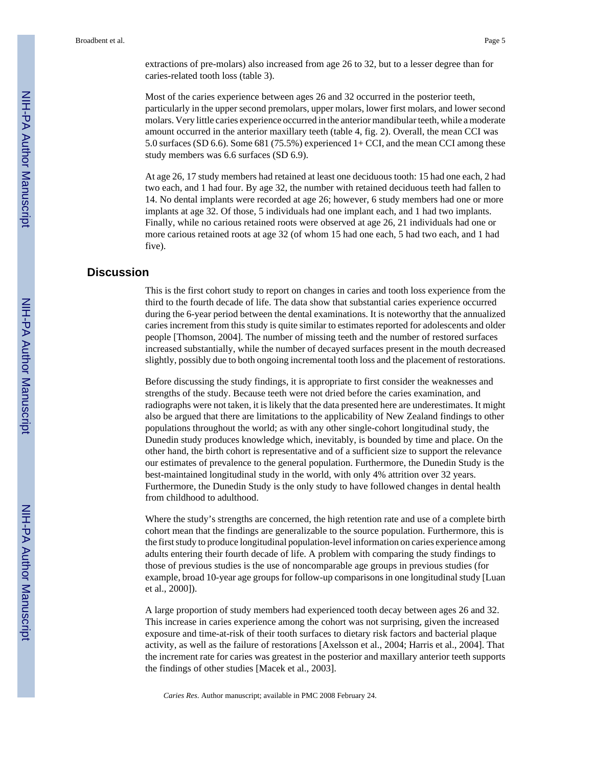extractions of pre-molars) also increased from age 26 to 32, but to a lesser degree than for caries-related tooth loss (table 3).

Most of the caries experience between ages 26 and 32 occurred in the posterior teeth, particularly in the upper second premolars, upper molars, lower first molars, and lower second molars. Very little caries experience occurred in the anterior mandibular teeth, while a moderate amount occurred in the anterior maxillary teeth (table 4, fig. 2). Overall, the mean CCI was 5.0 surfaces (SD 6.6). Some 681 (75.5%) experienced 1+ CCI, and the mean CCI among these study members was 6.6 surfaces (SD 6.9).

At age 26, 17 study members had retained at least one deciduous tooth: 15 had one each, 2 had two each, and 1 had four. By age 32, the number with retained deciduous teeth had fallen to 14. No dental implants were recorded at age 26; however, 6 study members had one or more implants at age 32. Of those, 5 individuals had one implant each, and 1 had two implants. Finally, while no carious retained roots were observed at age 26, 21 individuals had one or more carious retained roots at age 32 (of whom 15 had one each, 5 had two each, and 1 had five).

## Discussion

This is the first cohort study to report on changes in caries and tooth loss experience from the third to the fourth decade of life. The data show that substantial caries experience occurred during the 6-year period between the dental examinations. It is noteworthy that the annualized caries increment from this study is quite similar to estimates reported for adolescents and older people [Thomson, 2004]. The number of missing teeth and the number of restored surfaces increased substantially, while the number of decayed surfaces present in the mouth decreased slightly, possibly due to both ongoing incremental tooth loss and the placement of restorations.

Before discussing the study findings, it is appropriate to first consider the weaknesses and strengths of the study. Because teeth were not dried before the caries examination, and radiographs were not taken, it is likely that the data presented here are underestimates. It might also be argued that there are limitations to the applicability of New Zealand findings to other populations throughout the world; as with any other single-cohort longitudinal study, the Dunedin study produces knowledge which, inevitably, is bounded by time and place. On the other hand, the birth cohort is representative and of a sufficient size to support the relevance our estimates of prevalence to the general population. Furthermore, the Dunedin Study is the best-maintained longitudinal study in the world, with only 4% attrition over 32 years. Furthermore, the Dunedin Study is the only study to have followed changes in dental health from childhood to adulthood.

Where the study's strengths are concerned, the high retention rate and use of a complete birth cohort mean that the findings are generalizable to the source population. Furthermore, this is the first study to produce longitudinal population-level information on caries experience among adults entering their fourth decade of life. A problem with comparing the study findings to those of previous studies is the use of noncomparable age groups in previous studies (for example, broad 10-year age groups for follow-up comparisons in one longitudinal study [Luan et al., 2000]).

A large proportion of study members had experienced tooth decay between ages 26 and 32. This increase in caries experience among the cohort was not surprising, given the increased exposure and time-at-risk of their tooth surfaces to dietary risk factors and bacterial plaque activity, as well as the failure of restorations [Axelsson et al., 2004; Harris et al., 2004]. That the increment rate for caries was greatest in the posterior and maxillary anterior teeth supports the findings of other studies [Macek et al., 2003].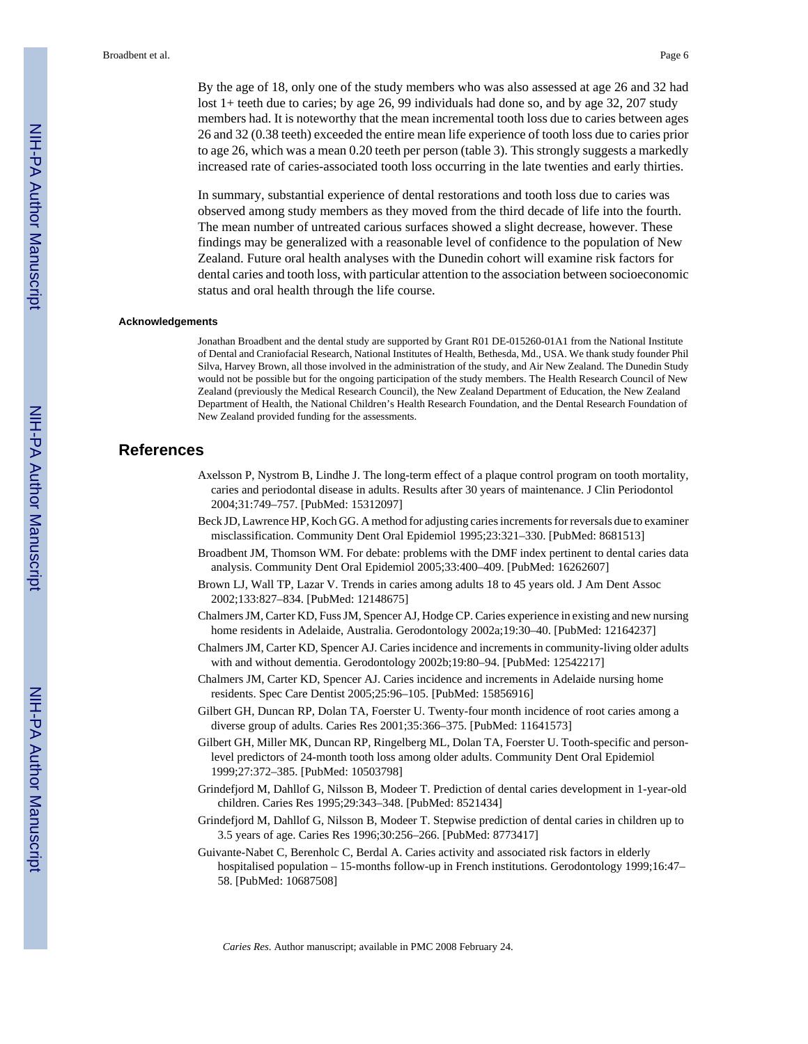By the age of 18, only one of the study members who was also assessed at age 26 and 32 had lost 1+ teeth due to caries; by age 26, 99 individuals had done so, and by age 32, 207 study members had. It is noteworthy that the mean incremental tooth loss due to caries between ages 26 and 32 (0.38 teeth) exceeded the entire mean life experience of tooth loss due to caries prior to age 26, which was a mean 0.20 teeth per person (table 3). This strongly suggests a markedly increased rate of caries-associated tooth loss occurring in the late twenties and early thirties.

In summary, substantial experience of dental restorations and tooth loss due to caries was observed among study members as they moved from the third decade of life into the fourth. The mean number of untreated carious surfaces showed a slight decrease, however. These findings may be generalized with a reasonable level of confidence to the population of New Zealand. Future oral health analyses with the Dunedin cohort will examine risk factors for dental caries and tooth loss, with particular attention to the association between socioeconomic status and oral health through the life course.

### Acknowledgements

Jonathan Broadbent and the dental study are supported by Grant R01 DE-015260-01A1 from the National Institute of Dental and Craniofacial Research, National Institutes of Health, Bethesda, Md., USA. We thank study founder Phil Silva, Harvey Brown, all those involved in the administration of the study, and Air New Zealand. The Dunedin Study would not be possible but for the ongoing participation of the study members. The Health Research Council of New Zealand (previously the Medical Research Council), the New Zealand Department of Education, the New Zealand Department of Health, the National Children's Health Research Foundation, and the Dental Research Foundation of New Zealand provided funding for the assessments.

## References

Axelsson P, Nystrom B, Lindhe J. The long-term effect of a plaque control program on tooth mortality, caries and periodontal disease in adults. Results after 30 years of maintenance. J Clin Periodontol 2004;31:749–757. [PubMed: 15312097]

Beck JD, Lawrence HP, Koch GG. A method for adjusting caries increments for reversals due to examiner misclassification. Community Dent Oral Epidemiol 1995;23:321–330. [PubMed: 8681513]

Broadbent JM, Thomson WM. For debate: problems with the DMF index pertinent to dental caries data analysis. Community Dent Oral Epidemiol 2005;33:400–409. [PubMed: 16262607]

Brown LJ, Wall TP, Lazar V. Trends in caries among adults 18 to 45 years old. J Am Dent Assoc 2002;133:827–834. [PubMed: 12148675]

Chalmers JM, Carter KD, Fuss JM, Spencer AJ, Hodge CP. Caries experience in existing and new nursing home residents in Adelaide, Australia. Gerodontology 2002a;19:30–40. [PubMed: 12164237]

Chalmers JM, Carter KD, Spencer AJ. Caries incidence and increments in community-living older adults with and without dementia. Gerodontology 2002b;19:80–94. [PubMed: 12542217]

Chalmers JM, Carter KD, Spencer AJ. Caries incidence and increments in Adelaide nursing home residents. Spec Care Dentist 2005;25:96–105. [PubMed: 15856916]

Gilbert GH, Duncan RP, Dolan TA, Foerster U. Twenty-four month incidence of root caries among a diverse group of adults. Caries Res 2001;35:366–375. [PubMed: 11641573]

Gilbert GH, Miller MK, Duncan RP, Ringelberg ML, Dolan TA, Foerster U. Tooth-specific and person-level predictors of 24-month tooth loss among older adults. Community Dent Oral Epidemiol 1999;27:372–385. [PubMed: 10503798]

Grindefjord M, Dahllof G, Nilsson B, Modeer T. Prediction of dental caries development in 1-year-old children. Caries Res 1995;29:343–348. [PubMed: 8521434]

Grindefjord M, Dahllof G, Nilsson B, Modeer T. Stepwise prediction of dental caries in children up to 3.5 years of age. Caries Res 1996;30:256–266. [PubMed: 8773417]

Guivante-Nabet C, Berenholc C, Berdal A. Caries activity and associated risk factors in elderly hospitalised population – 15-months follow-up in French institutions. Gerodontology 1999;16:47–58. [PubMed: 10687508]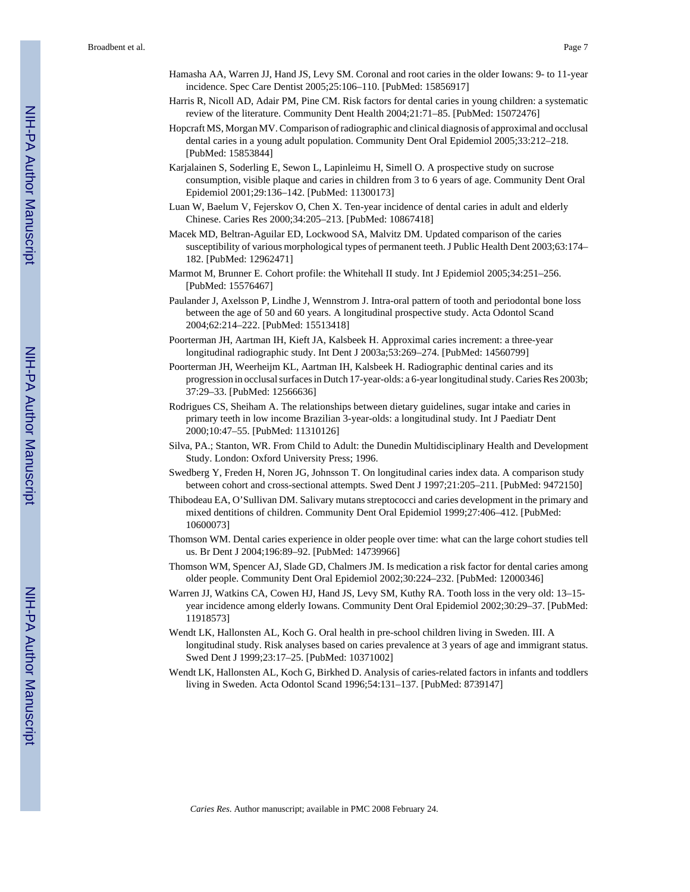Hamasha AA, Warren JJ, Hand JS, Levy SM. Coronal and root caries in the older Iowans: 9- to 11-year incidence. Spec Care Dentist 2005;25:106–110. [PubMed: 15856917]

Harris R, Nicoll AD, Adair PM, Pine CM. Risk factors for dental caries in young children: a systematic review of the literature. Community Dent Health 2004;21:71–85. [PubMed: 15072476]

Hopcraft MS, Morgan MV. Comparison of radiographic and clinical diagnosis of approximal and occlusal dental caries in a young adult population. Community Dent Oral Epidemiol 2005;33:212–218. [PubMed: 15853844]

Karjalainen S, Soderling E, Sewon L, Lapinleimu H, Simell O. A prospective study on sucrose consumption, visible plaque and caries in children from 3 to 6 years of age. Community Dent Oral Epidemiol 2001;29:136–142. [PubMed: 11300173]

Luan W, Baelum V, Fejerskov O, Chen X. Ten-year incidence of dental caries in adult and elderly Chinese. Caries Res 2000;34:205–213. [PubMed: 10867418]

Macek MD, Beltran-Aguilar ED, Lockwood SA, Malvitz DM. Updated comparison of the caries susceptibility of various morphological types of permanent teeth. J Public Health Dent 2003;63:174–182. [PubMed: 12962471]

Marmot M, Brunner E. Cohort profile: the Whitehall II study. Int J Epidemiol 2005;34:251–256. [PubMed: 15576467]

Paulander J, Axelsson P, Lindhe J, Wennstrom J. Intra-oral pattern of tooth and periodontal bone loss between the age of 50 and 60 years. A longitudinal prospective study. Acta Odontol Scand 2004;62:214–222. [PubMed: 15513418]

Poorterman JH, Aartman IH, Kieft JA, Kalsbeek H. Approximal caries increment: a three-year longitudinal radiographic study. Int Dent J 2003a;53:269–274. [PubMed: 14560799]

Poorterman JH, Weerheijm KL, Aartman IH, Kalsbeek H. Radiographic dentinal caries and its progression in occlusal surfaces in Dutch 17-year-olds: a 6-year longitudinal study. Caries Res 2003b; 37:29–33. [PubMed: 12566636]

Rodrigues CS, Sheiham A. The relationships between dietary guidelines, sugar intake and caries in primary teeth in low income Brazilian 3-year-olds: a longitudinal study. Int J Paediatr Dent 2000;10:47–55. [PubMed: 11310126]

Silva, PA.; Stanton, WR. From Child to Adult: the Dunedin Multidisciplinary Health and Development Study. London: Oxford University Press; 1996.

Swedberg Y, Freden H, Noren JG, Johnsson T. On longitudinal caries index data. A comparison study between cohort and cross-sectional attempts. Swed Dent J 1997;21:205–211. [PubMed: 9472150]

Thibodeau EA, O'Sullivan DM. Salivary mutans streptococci and caries development in the primary and mixed dentitions of children. Community Dent Oral Epidemiol 1999;27:406–412. [PubMed: 10600073]

Thomson WM. Dental caries experience in older people over time: what can the large cohort studies tell us. Br Dent J 2004;196:89–92. [PubMed: 14739966]

Thomson WM, Spencer AJ, Slade GD, Chalmers JM. Is medication a risk factor for dental caries among older people. Community Dent Oral Epidemiol 2002;30:224–232. [PubMed: 12000346]

Warren JJ, Watkins CA, Cowen HJ, Hand JS, Levy SM, Kuthy RA. Tooth loss in the very old: 13–15-year incidence among elderly Iowans. Community Dent Oral Epidemiol 2002;30:29–37. [PubMed: 11918573]

Wendt LK, Hallonsten AL, Koch G. Oral health in pre-school children living in Sweden. III. A longitudinal study. Risk analyses based on caries prevalence at 3 years of age and immigrant status. Swed Dent J 1999;23:17–25. [PubMed: 10371002]

Wendt LK, Hallonsten AL, Koch G, Birkhed D. Analysis of caries-related factors in infants and toddlers living in Sweden. Acta Odontol Scand 1996;54:131–137. [PubMed: 8739147]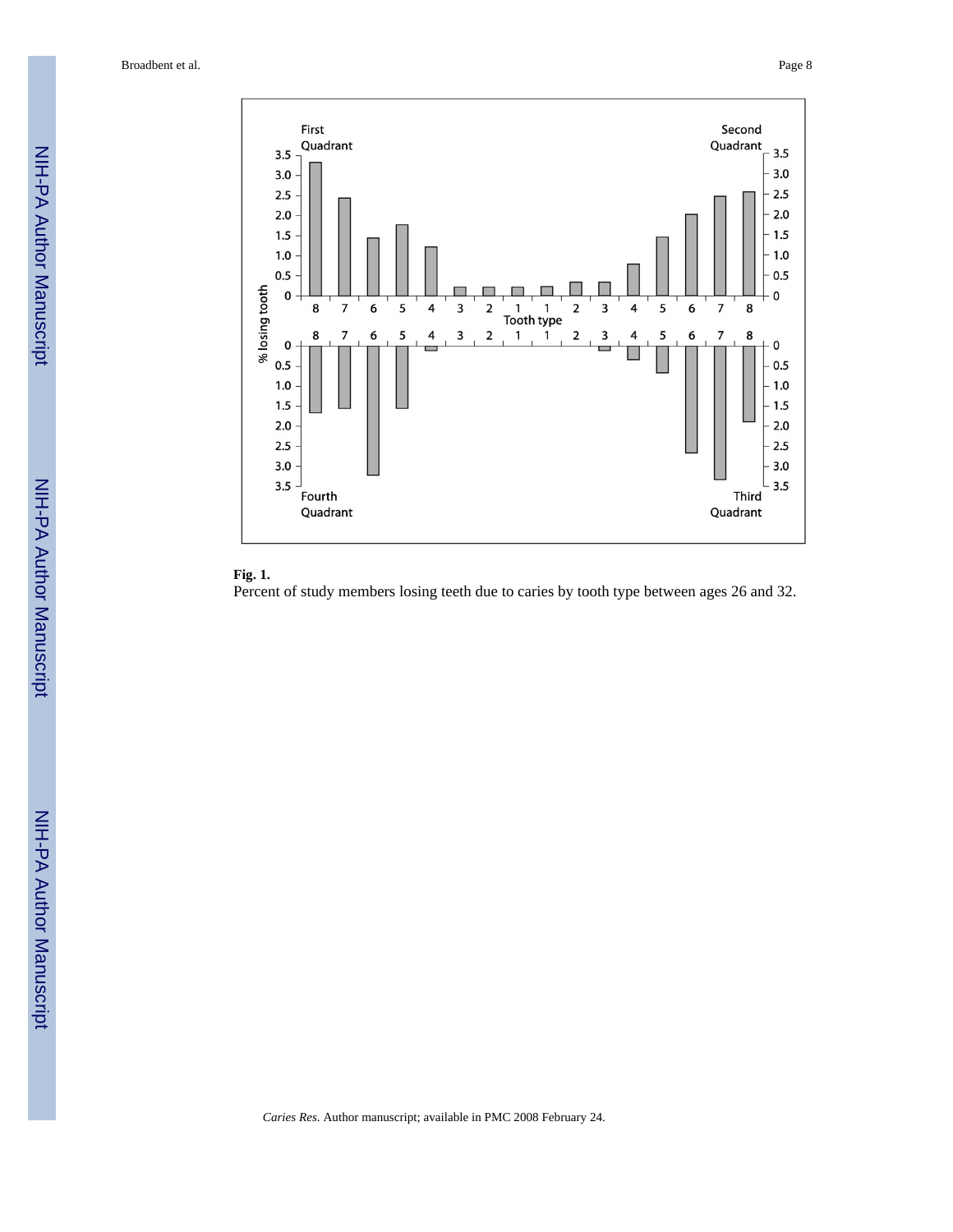**Fig. 1.**

Percent of study members losing teeth due to caries by tooth type between ages 26 and 32.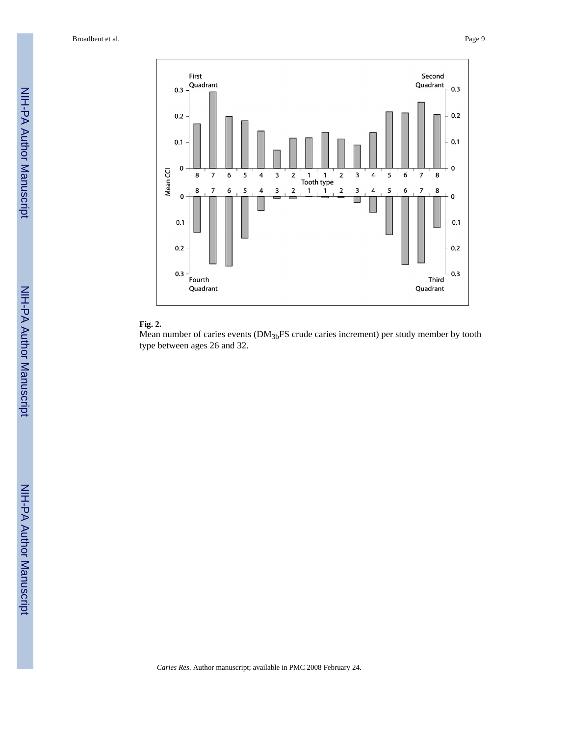**Fig. 2.**

Mean number of caries events ($DM_{3b}FS$ crude caries increment) per study member by tooth type between ages 26 and 32.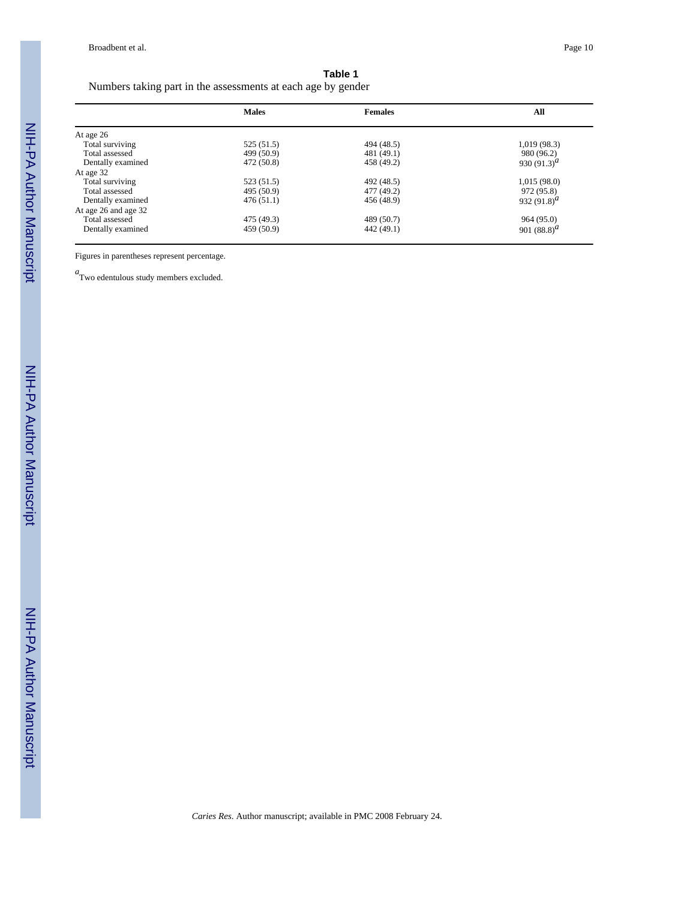**Table 1**

Numbers taking part in the assessments at each age by gender

| | Males | Females | All |
|---|---|---|---|
| At age 26 | | | |
| Total surviving | 525 (51.5) | 494 (48.5) | 1,019 (98.3) |
| Total assessed | 499 (50.9) | 481 (49.1) | 980 (96.2) |
| Dentally examined | 472 (50.8) | 458 (49.2) | 930 (91.3)[a] |
| At age 32 | | | |
| Total surviving | 523 (51.5) | 492 (48.5) | 1,015 (98.0) |
| Total assessed | 495 (50.9) | 477 (49.2) | 972 (95.8) |
| Dentally examined | 476 (51.1) | 456 (48.9) | 932 (91.8)[a] |
| At age 26 and age 32 | | | |
| Total assessed | 475 (49.3) | 489 (50.7) | 964 (95.0) |
| Dentally examined | 459 (50.9) | 442 (49.1) | 901 (88.8)[a] |

Figures in parentheses represent percentage.

[a]Two edentulous study members excluded.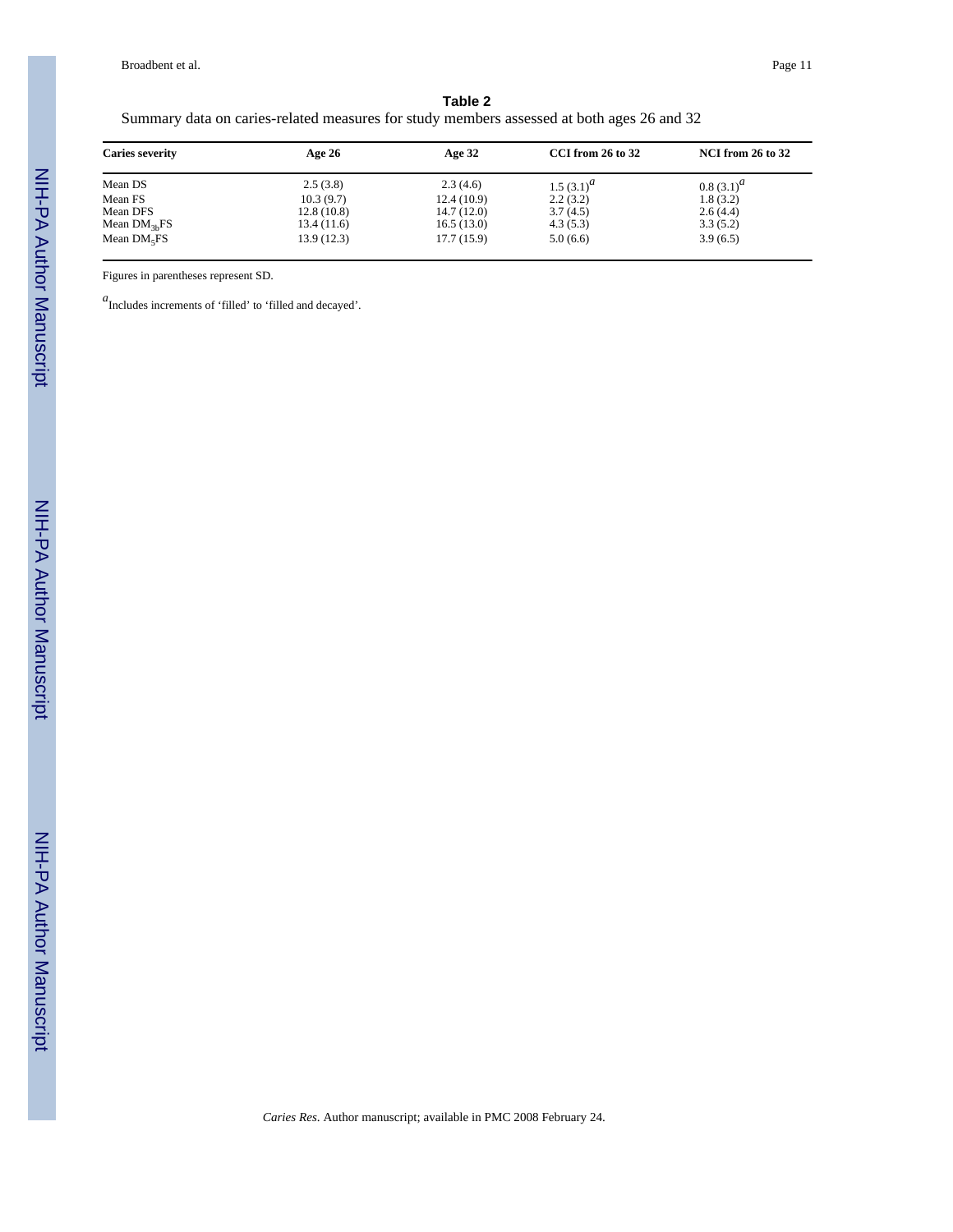**Table 2**

Summary data on caries-related measures for study members assessed at both ages 26 and 32

| Caries severity | Age 26 | Age 32 | CCI from 26 to 32 | NCI from 26 to 32 |
|---|---|---|---|---|
| Mean DS | 2.5 (3.8) | 2.3 (4.6) | 1.5 (3.1)[a] | 0.8 (3.1)[a] |
| Mean FS | 10.3 (9.7) | 12.4 (10.9) | 2.2 (3.2) | 1.8 (3.2) |
| Mean DFS | 12.8 (10.8) | 14.7 (12.0) | 3.7 (4.5) | 2.6 (4.4) |
| Mean $DM_{3b}FS$ | 13.4 (11.6) | 16.5 (13.0) | 4.3 (5.3) | 3.3 (5.2) |
| Mean $DM_5FS$ | 13.9 (12.3) | 17.7 (15.9) | 5.0 (6.6) | 3.9 (6.5) |

Figures in parentheses represent SD.

[a] Includes increments of 'filled' to 'filled and decayed'.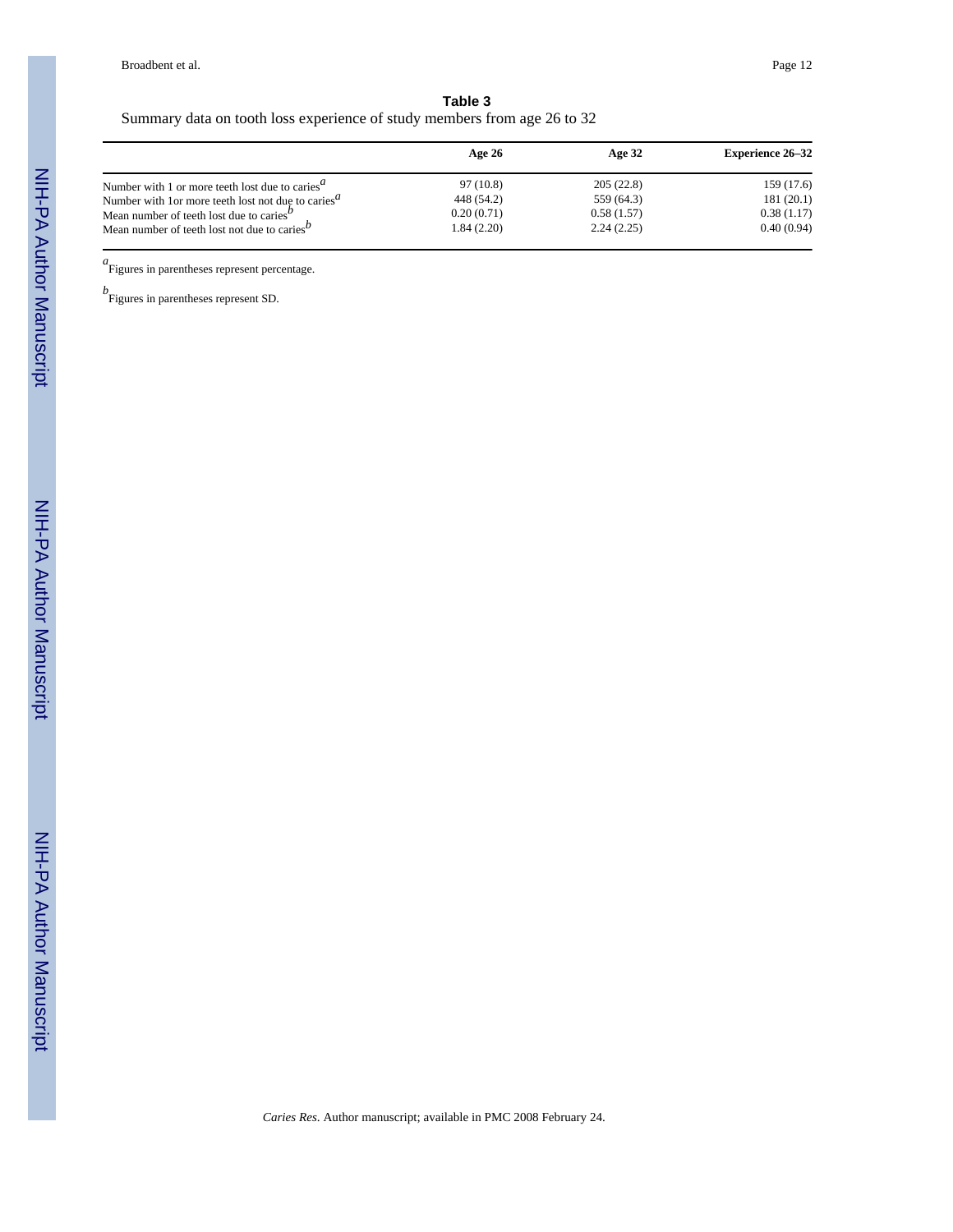**Table 3**

Summary data on tooth loss experience of study members from age 26 to 32

| | Age 26 | Age 32 | Experience 26–32 |
|---|---|---|---|
| Number with 1 or more teeth lost due to caries[a] | 97 (10.8) | 205 (22.8) | 159 (17.6) |
| Number with 1or more teeth lost not due to caries[a] | 448 (54.2) | 559 (64.3) | 181 (20.1) |
| Mean number of teeth lost due to caries[b] | 0.20 (0.71) | 0.58 (1.57) | 0.38 (1.17) |
| Mean number of teeth lost not due to caries[b] | 1.84 (2.20) | 2.24 (2.25) | 0.40 (0.94) |

[a]Figures in parentheses represent percentage.

[b]Figures in parentheses represent SD.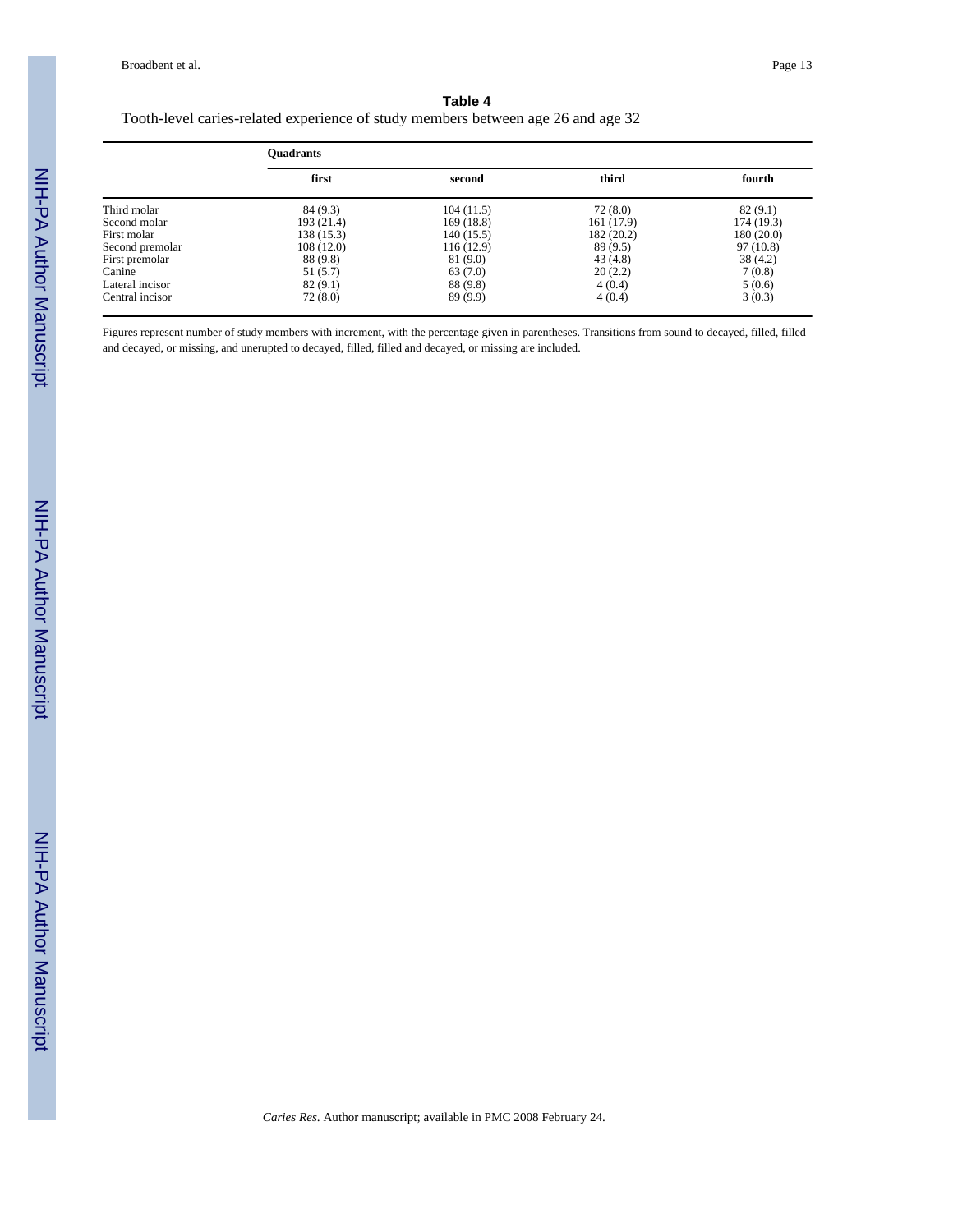**Table 4**

Tooth-level caries-related experience of study members between age 26 and age 32

| | Quadrants | | | |
|---|---|---|---|---|
| | first | second | third | fourth |
| Third molar | 84 (9.3) | 104 (11.5) | 72 (8.0) | 82 (9.1) |
| Second molar | 193 (21.4) | 169 (18.8) | 161 (17.9) | 174 (19.3) |
| First molar | 138 (15.3) | 140 (15.5) | 182 (20.2) | 180 (20.0) |
| Second premolar | 108 (12.0) | 116 (12.9) | 89 (9.5) | 97 (10.8) |
| First premolar | 88 (9.8) | 81 (9.0) | 43 (4.8) | 38 (4.2) |
| Canine | 51 (5.7) | 63 (7.0) | 20 (2.2) | 7 (0.8) |
| Lateral incisor | 82 (9.1) | 88 (9.8) | 4 (0.4) | 5 (0.6) |
| Central incisor | 72 (8.0) | 89 (9.9) | 4 (0.4) | 3 (0.3) |

Figures represent number of study members with increment, with the percentage given in parentheses. Transitions from sound to decayed, filled, filled and decayed, or missing, and unerupted to decayed, filled, filled and decayed, or missing are included.